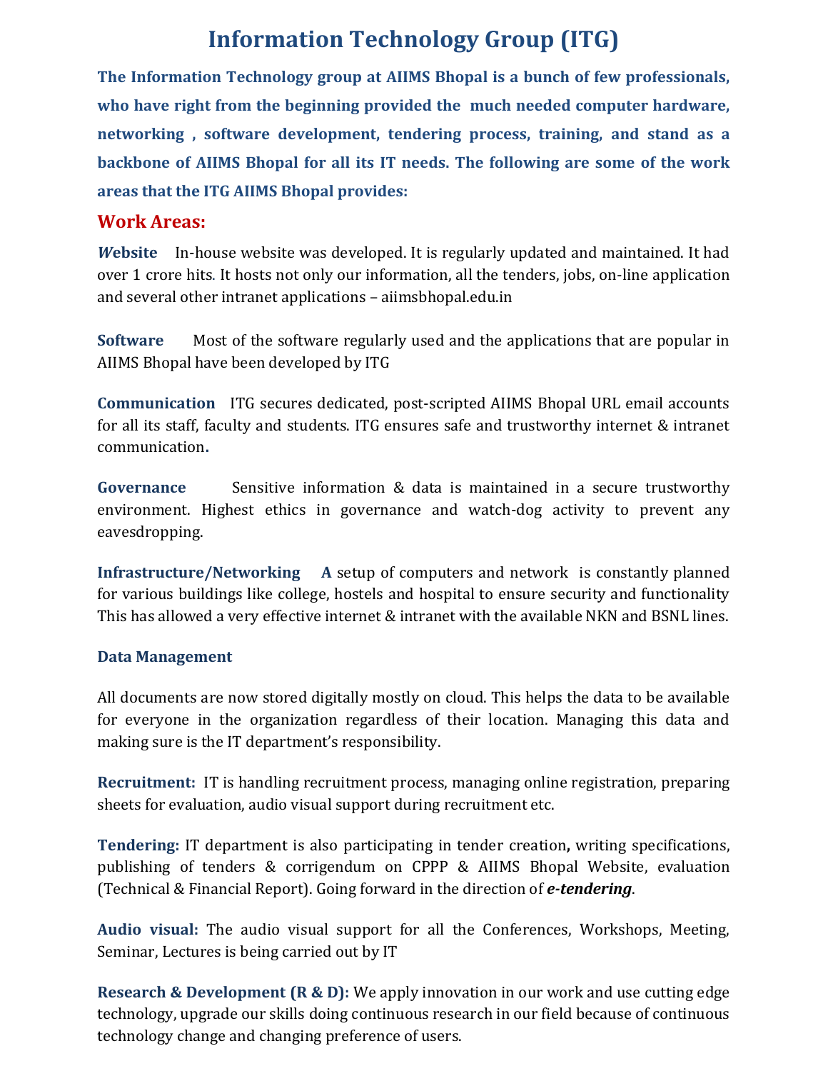# Information Technology Group (ITG)

**The Information Technology group at AIIMS Bhopal is a bunch of few professionals, who have right from the beginning provided the much needed computer hardware, networking , software development, tendering process, training, and stand as a backbone of AIIMS Bhopal for all its IT needs. The following are some of the work areas that the ITG AIIMS Bhopal provides:**

## Work Areas:

***W*ebsite** In-house website was developed. It is regularly updated and maintained. It had over 1 crore hits. It hosts not only our information, all the tenders, jobs, on-line application and several other intranet applications – aiimsbhopal.edu.in

**Software** Most of the software regularly used and the applications that are popular in AIIMS Bhopal have been developed by ITG

**Communication** ITG secures dedicated, post-scripted AIIMS Bhopal URL email accounts for all its staff, faculty and students. ITG ensures safe and trustworthy internet & intranet communication.

**Governance** Sensitive information & data is maintained in a secure trustworthy environment. Highest ethics in governance and watch-dog activity to prevent any eavesdropping.

**Infrastructure/Networking** **A** setup of computers and network is constantly planned for various buildings like college, hostels and hospital to ensure security and functionality This has allowed a very effective internet & intranet with the available NKN and BSNL lines.

**Data Management**

All documents are now stored digitally mostly on cloud. This helps the data to be available for everyone in the organization regardless of their location. Managing this data and making sure is the IT department's responsibility.

**Recruitment:** IT is handling recruitment process, managing online registration, preparing sheets for evaluation, audio visual support during recruitment etc.

**Tendering:** IT department is also participating in tender creation**,** writing specifications, publishing of tenders & corrigendum on CPPP & AIIMS Bhopal Website, evaluation (Technical & Financial Report). Going forward in the direction of ***e-tendering***.

**Audio visual:** The audio visual support for all the Conferences, Workshops, Meeting, Seminar, Lectures is being carried out by IT

**Research & Development (R & D):** We apply innovation in our work and use cutting edge technology, upgrade our skills doing continuous research in our field because of continuous technology change and changing preference of users.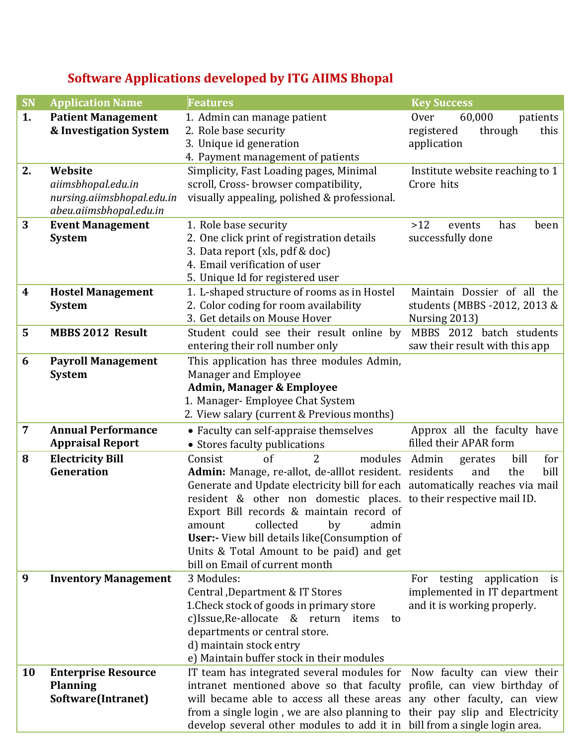## Software Applications developed by ITG AIIMS Bhopal

| SN | Application Name | Features | Key Success |
|---|---|---|---|
| 1. | **Patient Management & Investigation System** | 1. Admin can manage patient<br>2. Role base security<br>3. Unique id generation<br>4. Payment management of patients | Over 60,000 patients registered through this application |
| 2. | **Website**<br>*aiimsbhopal.edu.in*<br>*nursing.aiimsbhopal.edu.in*<br>*abeu.aiimsbhopal.edu.in* | Simplicity, Fast Loading pages, Minimal scroll, Cross- browser compatibility, visually appealing, polished & professional. | Institute website reaching to 1 Crore hits |
| 3 | **Event Management System** | 1. Role base security<br>2. One click print of registration details<br>3. Data report (xls, pdf & doc)<br>4. Email verification of user<br>5. Unique Id for registered user | >12 events has been successfully done |
| 4 | **Hostel Management System** | 1. L-shaped structure of rooms as in Hostel<br>2. Color coding for room availability<br>3. Get details on Mouse Hover | Maintain Dossier of all the students (MBBS -2012, 2013 & Nursing 2013) |
| 5 | **MBBS 2012 Result** | Student could see their result online by entering their roll number only | MBBS 2012 batch students saw their result with this app |
| 6 | **Payroll Management System** | This application has three modules Admin, Manager and Employee<br>**Admin, Manager & Employee**<br>1. Manager- Employee Chat System<br>2. View salary (current & Previous months) | |
| 7 | **Annual Performance Appraisal Report** | • Faculty can self-appraise themselves<br>• Stores faculty publications | Approx all the faculty have filled their APAR form |
| 8 | **Electricity Bill Generation** | Consist of 2 modules<br>**Admin:** Manage, re-allot, de-alllot resident. Generate and Update electricity bill for each resident & other non domestic places. Export Bill records & maintain record of amount collected by admin<br>**User:-** View bill details like(Consumption of Units & Total Amount to be paid) and get bill on Email of current month | Admin gerates bill for residents and the bill automatically reaches via mail to their respective mail ID. |
| 9 | **Inventory Management** | 3 Modules:<br>Central ,Department & IT Stores<br>1.Check stock of goods in primary store<br>c)Issue,Re-allocate & return items to departments or central store.<br>d) maintain stock entry<br>e) Maintain buffer stock in their modules | For testing application is implemented in IT department and it is working properly. |
| 10 | **Enterprise Resource Planning Software(Intranet)** | IT team has integrated several modules for intranet mentioned above so that faculty will became able to access all these areas from a single login , we are also planning to develop several other modules to add it in | Now faculty can view their profile, can view birthday of any other faculty, can view their pay slip and Electricity bill from a single login area. |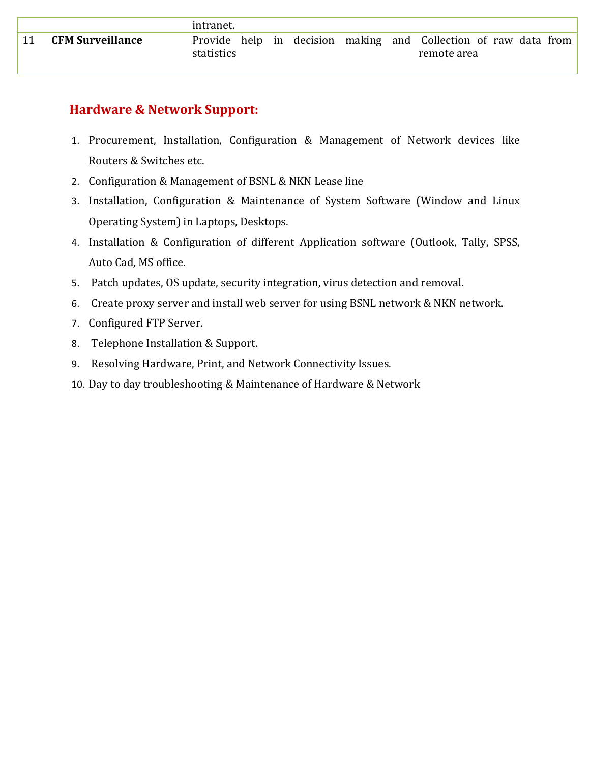| | | | |
|---|---|---|---|
| | | intranet. | |
| 11 | **CFM Surveillance** | Provide help in decision making and statistics | Collection of raw data from remote area |

## Hardware & Network Support:

1. Procurement, Installation, Configuration & Management of Network devices like Routers & Switches etc.
2. Configuration & Management of BSNL & NKN Lease line
3. Installation, Configuration & Maintenance of System Software (Window and Linux Operating System) in Laptops, Desktops.
4. Installation & Configuration of different Application software (Outlook, Tally, SPSS, Auto Cad, MS office.
5. Patch updates, OS update, security integration, virus detection and removal.
6. Create proxy server and install web server for using BSNL network & NKN network.
7. Configured FTP Server.
8. Telephone Installation & Support.
9. Resolving Hardware, Print, and Network Connectivity Issues.
10. Day to day troubleshooting & Maintenance of Hardware & Network